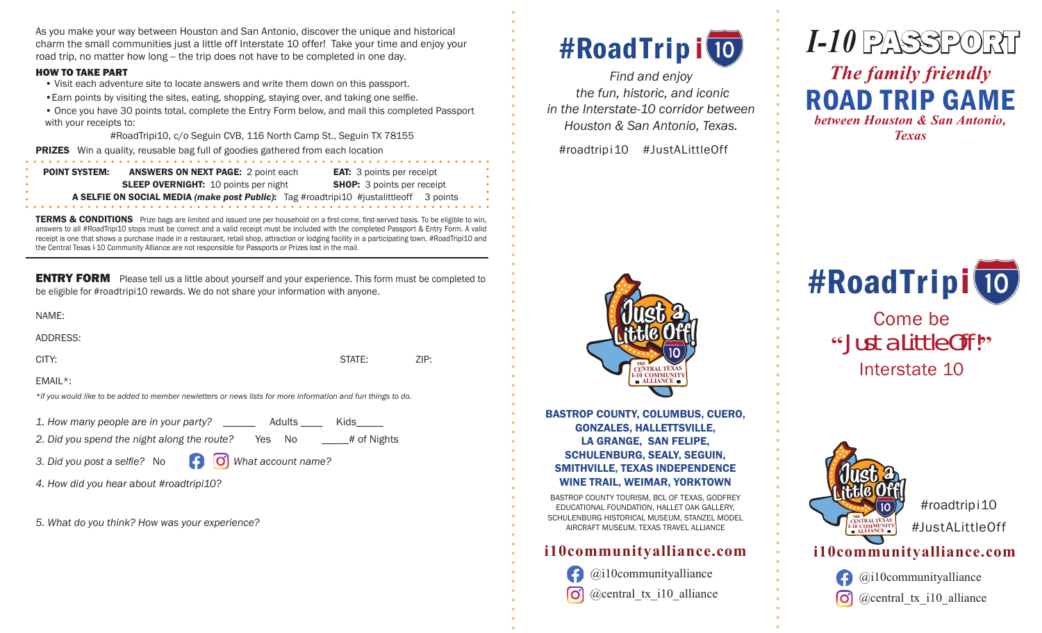As you make your way between Houston and San Antonio, discover the unique and historical charm the small communities just a little off Interstate 10 offer! Take your time and enjoy your road trip, no matter how long -- the trip does not have to be completed in one day.

**HOW TO TAKE PART**

- Visit each adventure site to locate answers and write them down on this passport.
- Earn points by visiting the sites, eating, shopping, staying over, and taking one selfie.
- Once you have 30 points total, complete the Entry Form below, and mail this completed Passport with your receipts to:

#RoadTripi10, c/o Seguin CVB, 116 North Camp St., Seguin TX 78155

**PRIZES** Win a quality, reusable bag full of goodies gathered from each location

**POINT SYSTEM:** **ANSWERS ON NEXT PAGE:** 2 point each **EAT:** 3 points per receipt
**SLEEP OVERNIGHT:** 10 points per night **SHOP:** 3 points per receipt
**A SELFIE ON SOCIAL MEDIA *(make post Public)*:** Tag #roadtripi10 #justalittleoff 3 points

**TERMS & CONDITIONS** Prize bags are limited and issued one per household on a first-come, first-served basis. To be eligible to win, answers to all #RoadTripi10 stops must be correct and a valid receipt must be included with the completed Passport & Entry Form. A valid receipt is one that shows a purchase made in a restaurant, retail shop, attraction or lodging facility in a participating town. #RoadTripi10 and the Central Texas I-10 Community Alliance are not responsible for Passports or Prizes lost in the mail.

**ENTRY FORM** Please tell us a little about yourself and your experience. This form must be completed to be eligible for #roadtripi10 rewards. We do not share your information with anyone.

NAME:

ADDRESS:

CITY: STATE: ZIP:

EMAIL*:

*\*if you would like to be added to member newletters or news lists for more information and fun things to do.*

*1. How many people are in your party?* ______ Adults ____ Kids_____

*2. Did you spend the night along the route?* Yes No _____# of Nights

*3. Did you post a selfie?* No *What account name?*

*4. How did you hear about #roadtripi10?*

*5. What do you think? How was your experience?*

# #RoadTripi10

*Find and enjoy the fun, historic, and iconic in the Interstate-10 corridor between Houston & San Antonio, Texas.*

#roadtripi10 #JustALittleOff

Just a Little Off! 10 — The Central Texas I-10 Community Alliance

**BASTROP COUNTY, COLUMBUS, CUERO, GONZALES, HALLETTSVILLE, LA GRANGE, SAN FELIPE, SCHULENBURG, SEALY, SEGUIN, SMITHVILLE, TEXAS INDEPENDENCE WINE TRAIL, WEIMAR, YORKTOWN**

BASTROP COUNTY TOURISM, BCL OF TEXAS, GODFREY EDUCATIONAL FOUNDATION, HALLET OAK GALLERY, SCHULENBURG HISTORICAL MUSEUM, STANZEL MODEL AIRCRAFT MUSEUM, TEXAS TRAVEL ALLIANCE

**i10communityalliance.com**

@i10communityalliance

@central_tx_i10_alliance

# I-10 PASSPORT

## *The family friendly*
## ROAD TRIP GAME
***between Houston & San Antonio, Texas***

# #RoadTripi10

Come be "Just a Little Off!" Interstate 10

Just a Little Off! 10 — The Central Texas I-10 Community Alliance

#roadtripi10

#JustALittleOff

**i10communityalliance.com**

@i10communityalliance

@central_tx_i10_alliance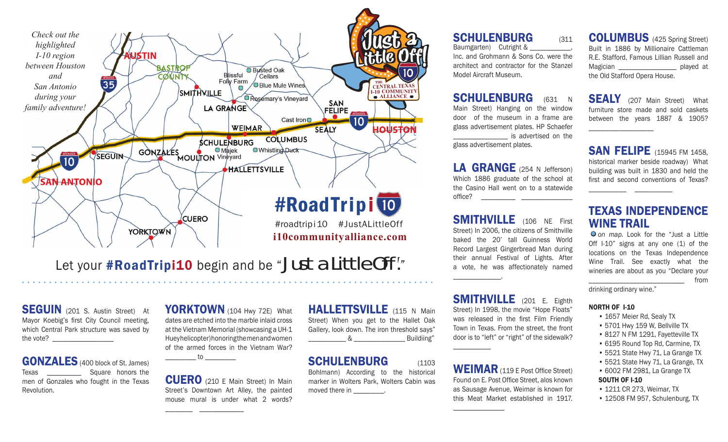*Check out the highlighted I-10 region between Houston and San Antonio during your family adventure!*

AUSTIN
BASTROP COUNTY
SMITHVILLE
LA GRANGE
Blissful Folly Farm
Busted Oak Cellars
Blue Mule Wines
Rosemary's Vineyard
SAN FELIPE
Cast Iron
WEIMAR
SEALY
HOUSTON
COLUMBUS
SCHULENBURG
GONZALES
SEGUIN
MOULTON
Majek Vineyard
Whistling Duck
HALLETTSVILLE
SAN ANTONIO
CUERO
YORKTOWN
35
10

Just a Little Off! THE CENTRAL TEXAS I-10 COMMUNITY ALLIANCE

#RoadTripi10

#roadtripi10 #JustALittleOff

i10communityalliance.com

Let your **#RoadTripi10** begin and be "Just a Little Off!"

## SEGUIN
(201 S. Austin Street) At Mayor Koebig's first City Council meeting, which Central Park structure was saved by the vote? ________________

## GONZALES
(400 block of St. James) Texas _________ Square honors the men of Gonzales who fought in the Texas Revolution.

## YORKTOWN
(104 Hwy 72E) What dates are etched into the marble inlaid cross at the Vietnam Memorial (showcasing a UH-1 Hueyhelicopter) honoring the men and women of the armed forces in the Vietnam War? ________ to ________

## CUERO
(210 E Main Street) In Main Street's Downtown Art Alley, the painted mouse mural is under what 2 words? _______ ___________

## HALLETTSVILLE
(115 N Main Street) When you get to the Hallet Oak Gallery, look down. The iron threshold says" __________ & ______________ Buildiing"

## SCHULENBURG
(1103 Bohlmann) According to the historical marker in Wolters Park, Wolters Cabin was moved there in ________.

## SCHULENBURG
(311 Baumgarten) Cutright & ___________, Inc. and Grohmann & Sons Co. were the architect and contractor for the Stanzel Model Aircraft Museum.

## SCHULENBURG
(631 N Main Street) Hanging on the window door of the museum in a frame are glass advertisement plates. HP Schaefer ______________ is advertised on the glass advertisement plates.

## LA GRANGE
(254 N Jefferson) Which 1886 graduate of the school at the Casino Hall went on to a statewide office? _________ _____________

## SMITHVILLE
(106 NE First Street) In 2006, the citizens of Smithville baked the 20' tall Guinness World Record Largest Gingerbread Man during their annual Festival of Lights. After a vote, he was affectionately named _____________.

## SMITHVILLE
(201 E. Eighth Street) In 1998, the movie "Hope Floats" was released in the first Film Friendly Town in Texas. From the street, the front door is to "left" or "right" of the sidewalk? __________

## WEIMAR
(119 E Post Office Street) Found on E. Post Office Street, alos known as Sausage Avenue, Weimar is known for this Meat Market established in 1917. ______________

## COLUMBUS
(425 Spring Street) Built in 1886 by Millionaire Cattleman R.E. Stafford, Famous Lillian Russell and Magician _______________ played at the Old Stafford Opera House.

## SEALY
(207 Main Street) What furniture store made and sold caskets between the years 1887 & 1905? _________________

## SAN FELIPE
(15945 FM 1458, historical marker beside roadway) What building was built in 1830 and held the first and second conventions of Texas? __________ __________

## TEXAS INDEPENDENCE WINE TRAIL
*on map.* Look for the "Just a Little Off I-10" signs at any one (1) of the locations on the Texas Independence Wine Trail. See exactly what the wineries are about as you "Declare your __________________________ from drinking ordinary wine."

**NORTH OF I-10**
- 1657 Meier Rd, Sealy TX
- 5701 Hwy 159 W, Bellville TX
- 8127 N FM 1291, Fayetteville TX
- 6195 Round Top Rd, Carmine, TX
- 5521 State Hwy 71, La Grange TX
- 5521 State Hwy 71, La Grange, TX
- 6002 FM 2981, La Grange TX

**SOUTH OF I-10**
- 1211 CR 273, Weimar, TX
- 12508 FM 957, Schulenburg, TX